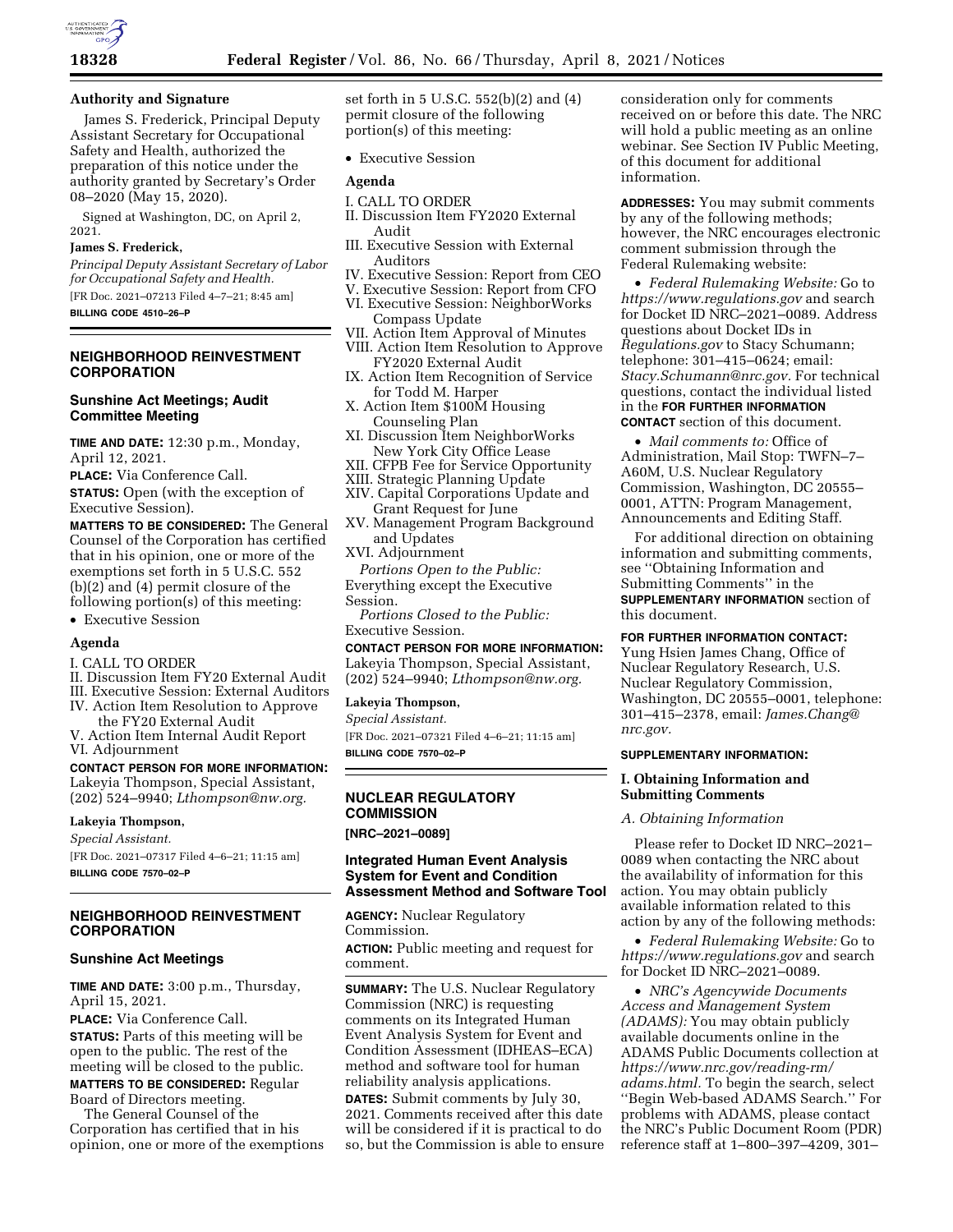**Authority and Signature**

James S. Frederick, Principal Deputy Assistant Secretary for Occupational Safety and Health, authorized the preparation of this notice under the authority granted by Secretary's Order 08–2020 (May 15, 2020).

Signed at Washington, DC, on April 2, 2021.

**James S. Frederick,**

*Principal Deputy Assistant Secretary of Labor for Occupational Safety and Health.*

[FR Doc. 2021–07213 Filed 4–7–21; 8:45 am]

**BILLING CODE 4510–26–P**

## NEIGHBORHOOD REINVESTMENT CORPORATION

### Sunshine Act Meetings; Audit Committee Meeting

**TIME AND DATE:** 12:30 p.m., Monday, April 12, 2021.

**PLACE:** Via Conference Call.

**STATUS:** Open (with the exception of Executive Session).

**MATTERS TO BE CONSIDERED:** The General Counsel of the Corporation has certified that in his opinion, one or more of the exemptions set forth in 5 U.S.C. 552 (b)(2) and (4) permit closure of the following portion(s) of this meeting:

- Executive Session

**Agenda**

I. CALL TO ORDER
II. Discussion Item FY20 External Audit
III. Executive Session: External Auditors
IV. Action Item Resolution to Approve the FY20 External Audit
V. Action Item Internal Audit Report
VI. Adjournment

**CONTACT PERSON FOR MORE INFORMATION:** Lakeyia Thompson, Special Assistant, (202) 524–9940; *Lthompson@nw.org.*

**Lakeyia Thompson,**

*Special Assistant.*

[FR Doc. 2021–07317 Filed 4–6–21; 11:15 am]

**BILLING CODE 7570–02–P**

## NEIGHBORHOOD REINVESTMENT CORPORATION

### Sunshine Act Meetings

**TIME AND DATE:** 3:00 p.m., Thursday, April 15, 2021.

**PLACE:** Via Conference Call.

**STATUS:** Parts of this meeting will be open to the public. The rest of the meeting will be closed to the public.

**MATTERS TO BE CONSIDERED:** Regular Board of Directors meeting.

The General Counsel of the Corporation has certified that in his opinion, one or more of the exemptions set forth in 5 U.S.C. 552(b)(2) and (4) permit closure of the following portion(s) of this meeting:

- Executive Session

**Agenda**

I. CALL TO ORDER
II. Discussion Item FY2020 External Audit
III. Executive Session with External Auditors
IV. Executive Session: Report from CEO
V. Executive Session: Report from CFO
VI. Executive Session: NeighborWorks Compass Update
VII. Action Item Approval of Minutes
VIII. Action Item Resolution to Approve FY2020 External Audit
IX. Action Item Recognition of Service for Todd M. Harper
X. Action Item $100M Housing Counseling Plan
XI. Discussion Item NeighborWorks New York City Office Lease
XII. CFPB Fee for Service Opportunity
XIII. Strategic Planning Update
XIV. Capital Corporations Update and Grant Request for June
XV. Management Program Background and Updates
XVI. Adjournment

*Portions Open to the Public:* Everything except the Executive Session.

*Portions Closed to the Public:* Executive Session.

**CONTACT PERSON FOR MORE INFORMATION:** Lakeyia Thompson, Special Assistant, (202) 524–9940; *Lthompson@nw.org.*

**Lakeyia Thompson,**

*Special Assistant.*

[FR Doc. 2021–07321 Filed 4–6–21; 11:15 am]

**BILLING CODE 7570–02–P**

## NUCLEAR REGULATORY COMMISSION

**[NRC–2021–0089]**

### Integrated Human Event Analysis System for Event and Condition Assessment Method and Software Tool

**AGENCY:** Nuclear Regulatory Commission.

**ACTION:** Public meeting and request for comment.

**SUMMARY:** The U.S. Nuclear Regulatory Commission (NRC) is requesting comments on its Integrated Human Event Analysis System for Event and Condition Assessment (IDHEAS–ECA) method and software tool for human reliability analysis applications.

**DATES:** Submit comments by July 30, 2021. Comments received after this date will be considered if it is practical to do so, but the Commission is able to ensure consideration only for comments received on or before this date. The NRC will hold a public meeting as an online webinar. See Section IV Public Meeting, of this document for additional information.

**ADDRESSES:** You may submit comments by any of the following methods; however, the NRC encourages electronic comment submission through the Federal Rulemaking website:

- *Federal Rulemaking Website:* Go to *https://www.regulations.gov* and search for Docket ID NRC–2021–0089. Address questions about Docket IDs in *Regulations.gov* to Stacy Schumann; telephone: 301–415–0624; email: *Stacy.Schumann@nrc.gov.* For technical questions, contact the individual listed in the **FOR FURTHER INFORMATION CONTACT** section of this document.
- *Mail comments to:* Office of Administration, Mail Stop: TWFN–7–A60M, U.S. Nuclear Regulatory Commission, Washington, DC 20555–0001, ATTN: Program Management, Announcements and Editing Staff.

For additional direction on obtaining information and submitting comments, see ''Obtaining Information and Submitting Comments'' in the **SUPPLEMENTARY INFORMATION** section of this document.

**FOR FURTHER INFORMATION CONTACT:** Yung Hsien James Chang, Office of Nuclear Regulatory Research, U.S. Nuclear Regulatory Commission, Washington, DC 20555–0001, telephone: 301–415–2378, email: *James.Chang@nrc.gov.*

**SUPPLEMENTARY INFORMATION:**

### I. Obtaining Information and Submitting Comments

*A. Obtaining Information*

Please refer to Docket ID NRC–2021–0089 when contacting the NRC about the availability of information for this action. You may obtain publicly available information related to this action by any of the following methods:

- *Federal Rulemaking Website:* Go to *https://www.regulations.gov* and search for Docket ID NRC–2021–0089.
- *NRC's Agencywide Documents Access and Management System (ADAMS):* You may obtain publicly available documents online in the ADAMS Public Documents collection at *https://www.nrc.gov/reading-rm/adams.html.* To begin the search, select ''Begin Web-based ADAMS Search.'' For problems with ADAMS, please contact the NRC's Public Document Room (PDR) reference staff at 1–800–397–4209, 301–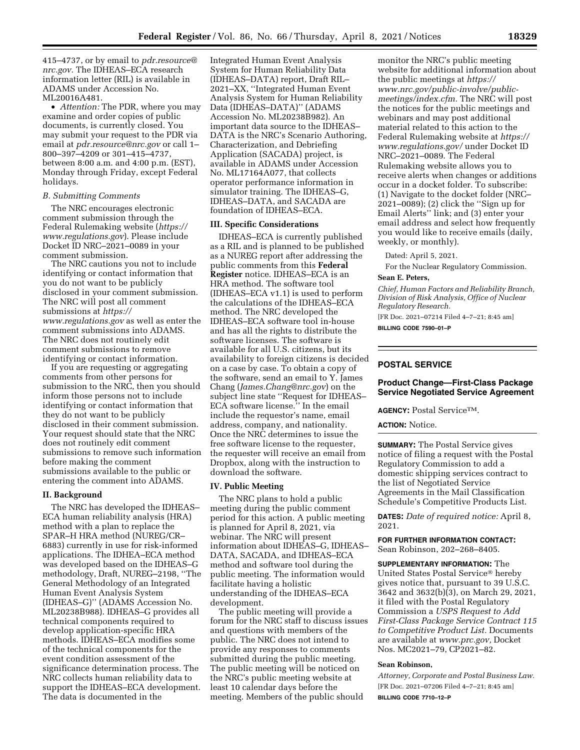415–4737, or by email to *pdr.resource@nrc.gov.* The IDHEAS–ECA research information letter (RIL) is available in ADAMS under Accession No. ML20016A481.

- *Attention:* The PDR, where you may examine and order copies of public documents, is currently closed. You may submit your request to the PDR via email at *pdr.resource@nrc.gov* or call 1–800–397–4209 or 301–415–4737, between 8:00 a.m. and 4:00 p.m. (EST), Monday through Friday, except Federal holidays.

### *B. Submitting Comments*

The NRC encourages electronic comment submission through the Federal Rulemaking website (*https://www.regulations.gov*). Please include Docket ID NRC–2021–0089 in your comment submission.

The NRC cautions you not to include identifying or contact information that you do not want to be publicly disclosed in your comment submission. The NRC will post all comment submissions at *https://www.regulations.gov* as well as enter the comment submissions into ADAMS. The NRC does not routinely edit comment submissions to remove identifying or contact information.

If you are requesting or aggregating comments from other persons for submission to the NRC, then you should inform those persons not to include identifying or contact information that they do not want to be publicly disclosed in their comment submission. Your request should state that the NRC does not routinely edit comment submissions to remove such information before making the comment submissions available to the public or entering the comment into ADAMS.

## II. Background

The NRC has developed the IDHEAS–ECA human reliability analysis (HRA) method with a plan to replace the SPAR–H HRA method (NUREG/CR–6883) currently in use for risk-informed applications. The IDHEA–ECA method was developed based on the IDHEAS–G methodology, Draft, NUREG–2198, ''The General Methodology of an Integrated Human Event Analysis System (IDHEAS–G)'' (ADAMS Accession No. ML20238B988). IDHEAS–G provides all technical components required to develop application-specific HRA methods. IDHEAS–ECA modifies some of the technical components for the event condition assessment of the significance determination process. The NRC collects human reliability data to support the IDHEAS–ECA development. The data is documented in the Integrated Human Event Analysis System for Human Reliability Data (IDHEAS–DATA) report, Draft RIL–2021–XX, ''Integrated Human Event Analysis System for Human Reliability Data (IDHEAS–DATA)'' (ADAMS Accession No. ML20238B982). An important data source to the IDHEAS–DATA is the NRC's Scenario Authoring, Characterization, and Debriefing Application (SACADA) project, is available in ADAMS under Accession No. ML17164A077, that collects operator performance information in simulator training. The IDHEAS–G, IDHEAS–DATA, and SACADA are foundation of IDHEAS–ECA.

## III. Specific Considerations

IDHEAS–ECA is currently published as a RIL and is planned to be published as a NUREG report after addressing the public comments from this **Federal Register** notice. IDHEAS–ECA is an HRA method. The software tool (IDHEAS–ECA v1.1) is used to perform the calculations of the IDHEAS–ECA method. The NRC developed the IDHEAS–ECA software tool in-house and has all the rights to distribute the software licenses. The software is available for all U.S. citizens, but its availability to foreign citizens is decided on a case by case. To obtain a copy of the software, send an email to Y. James Chang (*James.Chang@nrc.gov*) on the subject line state ''Request for IDHEAS–ECA software license.'' In the email include the requestor's name, email address, company, and nationality. Once the NRC determines to issue the free software license to the requester, the requester will receive an email from Dropbox, along with the instruction to download the software.

## IV. Public Meeting

The NRC plans to hold a public meeting during the public comment period for this action. A public meeting is planned for April 8, 2021, via webinar. The NRC will present information about IDHEAS–G, IDHEAS–DATA, SACADA, and IDHEAS–ECA method and software tool during the public meeting. The information would facilitate having a holistic understanding of the IDHEAS–ECA development.

The public meeting will provide a forum for the NRC staff to discuss issues and questions with members of the public. The NRC does not intend to provide any responses to comments submitted during the public meeting. The public meeting will be noticed on the NRC's public meeting website at least 10 calendar days before the meeting. Members of the public should monitor the NRC's public meeting website for additional information about the public meetings at *https://www.nrc.gov/public-involve/public-meetings/index.cfm.* The NRC will post the notices for the public meetings and webinars and may post additional material related to this action to the Federal Rulemaking website at *https://www.regulations.gov/* under Docket ID NRC–2021–0089. The Federal Rulemaking website allows you to receive alerts when changes or additions occur in a docket folder. To subscribe: (1) Navigate to the docket folder (NRC–2021–0089); (2) click the ''Sign up for Email Alerts'' link; and (3) enter your email address and select how frequently you would like to receive emails (daily, weekly, or monthly).

Dated: April 5, 2021.

For the Nuclear Regulatory Commission.

**Sean E. Peters,**

*Chief, Human Factors and Reliability Branch, Division of Risk Analysis, Office of Nuclear Regulatory Research.*

[FR Doc. 2021–07214 Filed 4–7–21; 8:45 am]

**BILLING CODE 7590–01–P**

# POSTAL SERVICE

## Product Change—First-Class Package Service Negotiated Service Agreement

**AGENCY:** Postal Service™.

**ACTION:** Notice.

**SUMMARY:** The Postal Service gives notice of filing a request with the Postal Regulatory Commission to add a domestic shipping services contract to the list of Negotiated Service Agreements in the Mail Classification Schedule's Competitive Products List.

**DATES:** *Date of required notice:* April 8, 2021.

**FOR FURTHER INFORMATION CONTACT:** Sean Robinson, 202–268–8405.

**SUPPLEMENTARY INFORMATION:** The United States Postal Service® hereby gives notice that, pursuant to 39 U.S.C. 3642 and 3632(b)(3), on March 29, 2021, it filed with the Postal Regulatory Commission a *USPS Request to Add First-Class Package Service Contract 115 to Competitive Product List.* Documents are available at *www.prc.gov,* Docket Nos. MC2021–79, CP2021–82.

**Sean Robinson,**

*Attorney, Corporate and Postal Business Law.*

[FR Doc. 2021–07206 Filed 4–7–21; 8:45 am]

**BILLING CODE 7710–12–P**